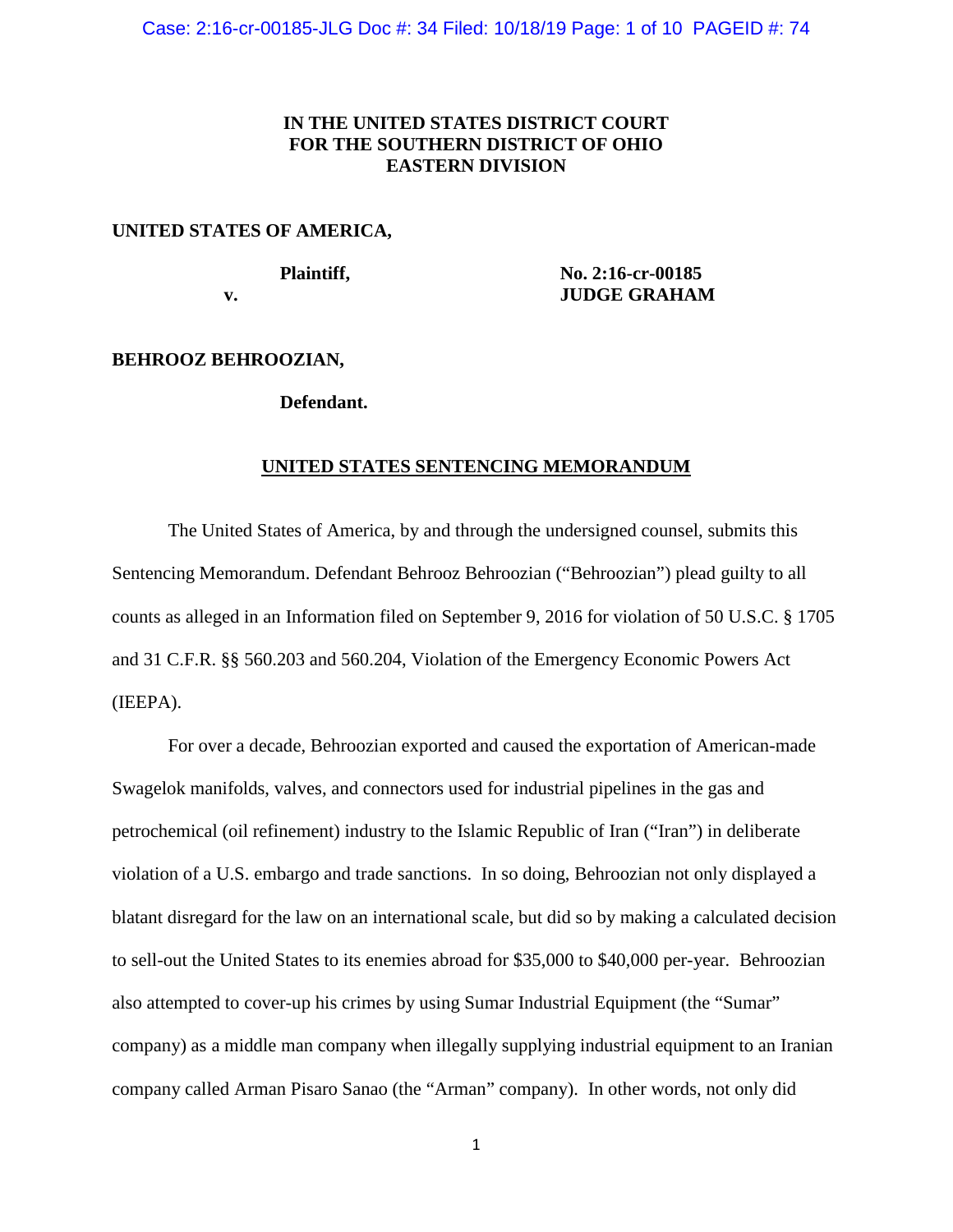**IN THE UNITED STATES DISTRICT COURT**
**FOR THE SOUTHERN DISTRICT OF OHIO**
**EASTERN DIVISION**

**UNITED STATES OF AMERICA,**

**Plaintiff,**

**v.**

**No. 2:16-cr-00185**
**JUDGE GRAHAM**

**BEHROOZ BEHROOZIAN,**

**Defendant.**

## UNITED STATES SENTENCING MEMORANDUM

The United States of America, by and through the undersigned counsel, submits this Sentencing Memorandum. Defendant Behrooz Behroozian ("Behroozian") plead guilty to all counts as alleged in an Information filed on September 9, 2016 for violation of 50 U.S.C. § 1705 and 31 C.F.R. §§ 560.203 and 560.204, Violation of the Emergency Economic Powers Act (IEEPA).

For over a decade, Behroozian exported and caused the exportation of American-made Swagelok manifolds, valves, and connectors used for industrial pipelines in the gas and petrochemical (oil refinement) industry to the Islamic Republic of Iran ("Iran") in deliberate violation of a U.S. embargo and trade sanctions. In so doing, Behroozian not only displayed a blatant disregard for the law on an international scale, but did so by making a calculated decision to sell-out the United States to its enemies abroad for $35,000 to $40,000 per-year. Behroozian also attempted to cover-up his crimes by using Sumar Industrial Equipment (the "Sumar" company) as a middle man company when illegally supplying industrial equipment to an Iranian company called Arman Pisaro Sanao (the "Arman" company). In other words, not only did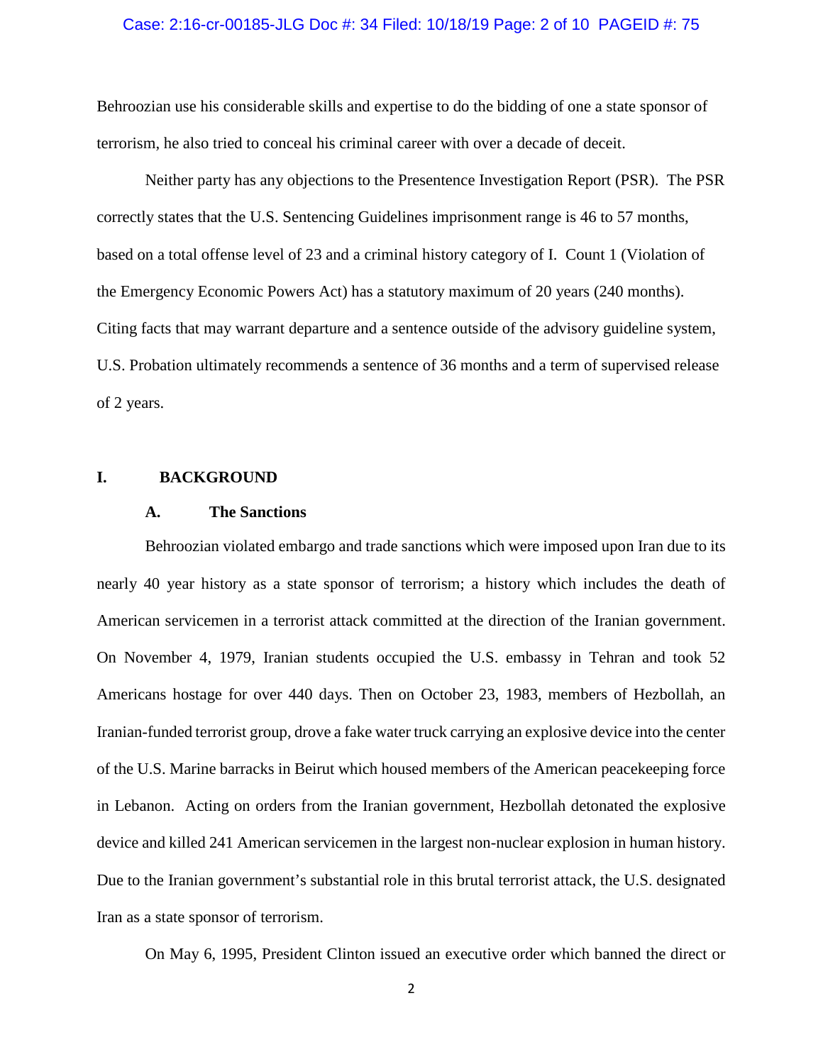Behroozian use his considerable skills and expertise to do the bidding of one a state sponsor of terrorism, he also tried to conceal his criminal career with over a decade of deceit.

Neither party has any objections to the Presentence Investigation Report (PSR). The PSR correctly states that the U.S. Sentencing Guidelines imprisonment range is 46 to 57 months, based on a total offense level of 23 and a criminal history category of I. Count 1 (Violation of the Emergency Economic Powers Act) has a statutory maximum of 20 years (240 months). Citing facts that may warrant departure and a sentence outside of the advisory guideline system, U.S. Probation ultimately recommends a sentence of 36 months and a term of supervised release of 2 years.

## I. BACKGROUND

### A. The Sanctions

Behroozian violated embargo and trade sanctions which were imposed upon Iran due to its nearly 40 year history as a state sponsor of terrorism; a history which includes the death of American servicemen in a terrorist attack committed at the direction of the Iranian government. On November 4, 1979, Iranian students occupied the U.S. embassy in Tehran and took 52 Americans hostage for over 440 days. Then on October 23, 1983, members of Hezbollah, an Iranian-funded terrorist group, drove a fake water truck carrying an explosive device into the center of the U.S. Marine barracks in Beirut which housed members of the American peacekeeping force in Lebanon. Acting on orders from the Iranian government, Hezbollah detonated the explosive device and killed 241 American servicemen in the largest non-nuclear explosion in human history. Due to the Iranian government's substantial role in this brutal terrorist attack, the U.S. designated Iran as a state sponsor of terrorism.

On May 6, 1995, President Clinton issued an executive order which banned the direct or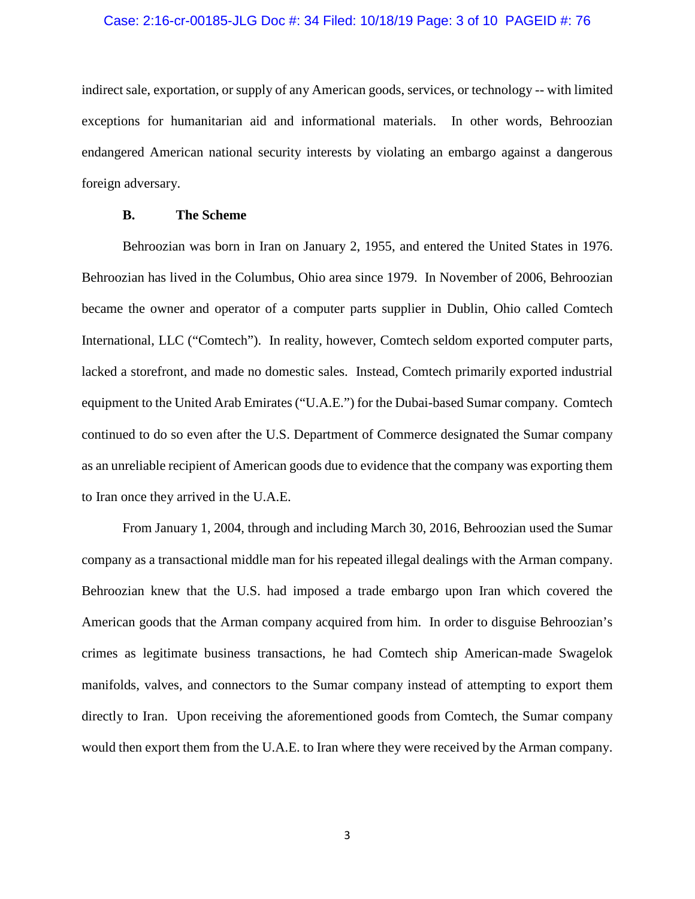indirect sale, exportation, or supply of any American goods, services, or technology -- with limited exceptions for humanitarian aid and informational materials. In other words, Behroozian endangered American national security interests by violating an embargo against a dangerous foreign adversary.

### B. The Scheme

Behroozian was born in Iran on January 2, 1955, and entered the United States in 1976. Behroozian has lived in the Columbus, Ohio area since 1979. In November of 2006, Behroozian became the owner and operator of a computer parts supplier in Dublin, Ohio called Comtech International, LLC ("Comtech"). In reality, however, Comtech seldom exported computer parts, lacked a storefront, and made no domestic sales. Instead, Comtech primarily exported industrial equipment to the United Arab Emirates ("U.A.E.") for the Dubai-based Sumar company. Comtech continued to do so even after the U.S. Department of Commerce designated the Sumar company as an unreliable recipient of American goods due to evidence that the company was exporting them to Iran once they arrived in the U.A.E.

From January 1, 2004, through and including March 30, 2016, Behroozian used the Sumar company as a transactional middle man for his repeated illegal dealings with the Arman company. Behroozian knew that the U.S. had imposed a trade embargo upon Iran which covered the American goods that the Arman company acquired from him. In order to disguise Behroozian's crimes as legitimate business transactions, he had Comtech ship American-made Swagelok manifolds, valves, and connectors to the Sumar company instead of attempting to export them directly to Iran. Upon receiving the aforementioned goods from Comtech, the Sumar company would then export them from the U.A.E. to Iran where they were received by the Arman company.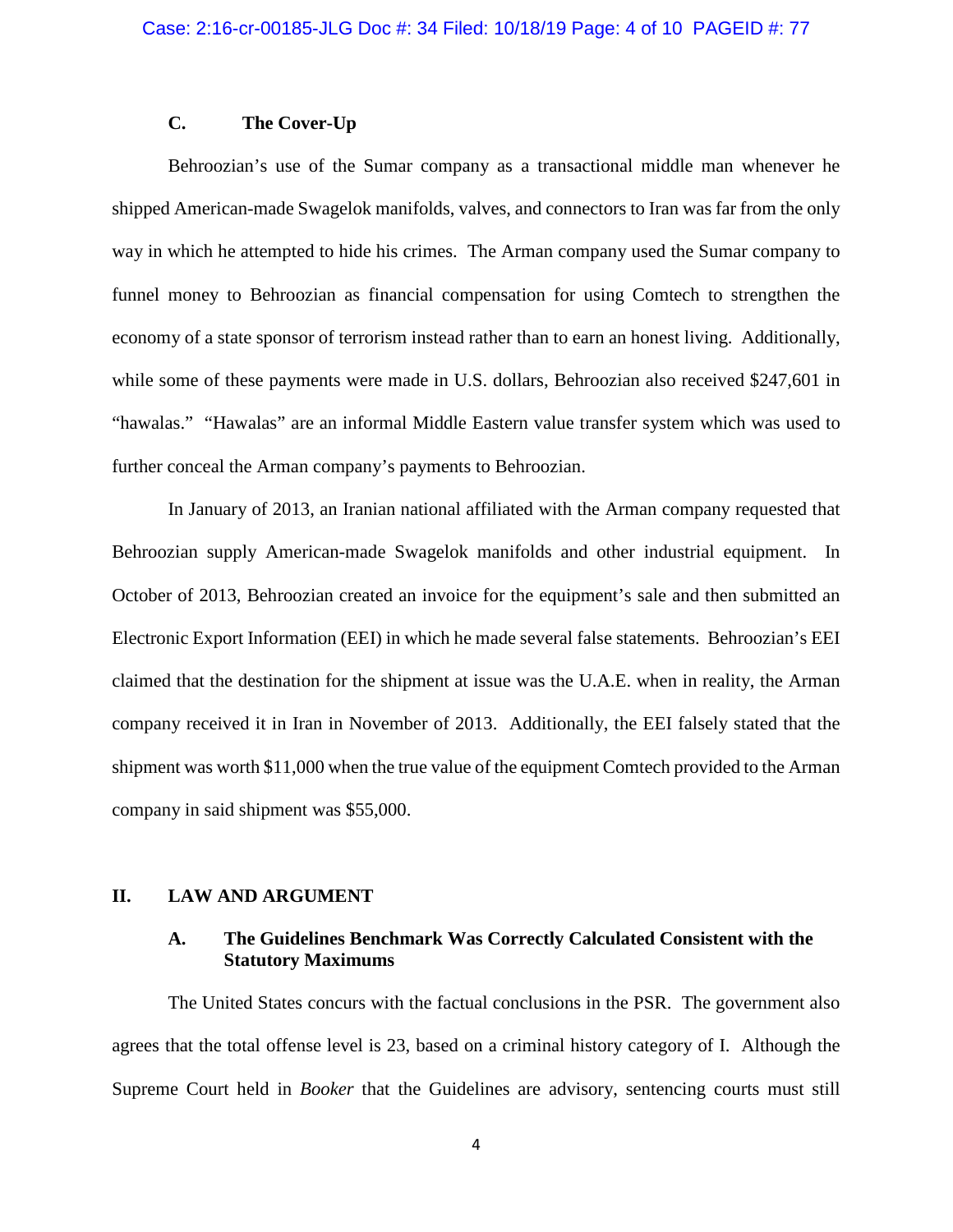### C. The Cover-Up

Behroozian's use of the Sumar company as a transactional middle man whenever he shipped American-made Swagelok manifolds, valves, and connectors to Iran was far from the only way in which he attempted to hide his crimes. The Arman company used the Sumar company to funnel money to Behroozian as financial compensation for using Comtech to strengthen the economy of a state sponsor of terrorism instead rather than to earn an honest living. Additionally, while some of these payments were made in U.S. dollars, Behroozian also received $247,601 in "hawalas." "Hawalas" are an informal Middle Eastern value transfer system which was used to further conceal the Arman company's payments to Behroozian.

In January of 2013, an Iranian national affiliated with the Arman company requested that Behroozian supply American-made Swagelok manifolds and other industrial equipment. In October of 2013, Behroozian created an invoice for the equipment's sale and then submitted an Electronic Export Information (EEI) in which he made several false statements. Behroozian's EEI claimed that the destination for the shipment at issue was the U.A.E. when in reality, the Arman company received it in Iran in November of 2013. Additionally, the EEI falsely stated that the shipment was worth $11,000 when the true value of the equipment Comtech provided to the Arman company in said shipment was $55,000.

## II. LAW AND ARGUMENT

### A. The Guidelines Benchmark Was Correctly Calculated Consistent with the Statutory Maximums

The United States concurs with the factual conclusions in the PSR. The government also agrees that the total offense level is 23, based on a criminal history category of I. Although the Supreme Court held in *Booker* that the Guidelines are advisory, sentencing courts must still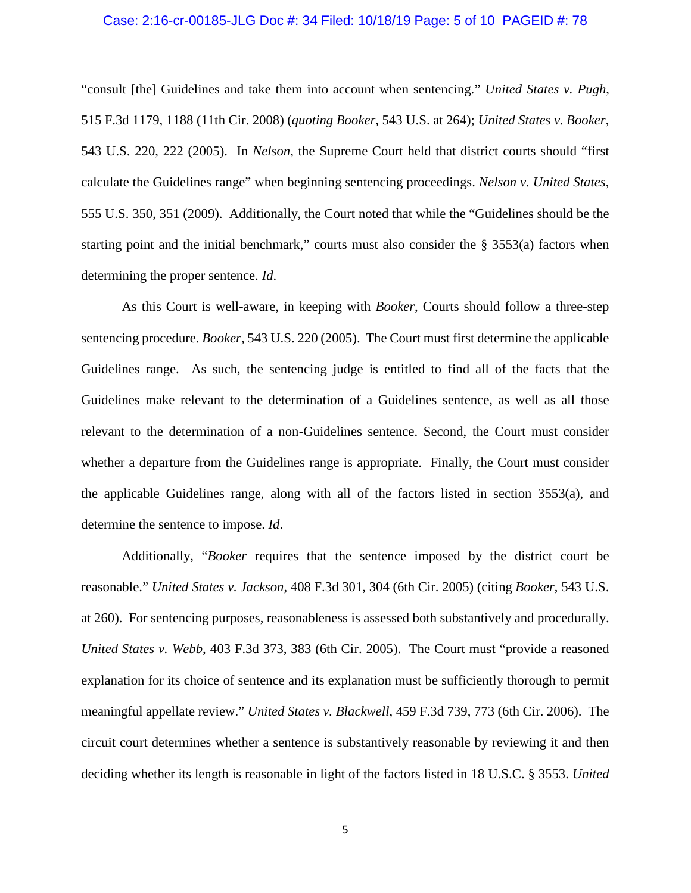"consult [the] Guidelines and take them into account when sentencing." *United States v. Pugh*, 515 F.3d 1179, 1188 (11th Cir. 2008) (*quoting Booker*, 543 U.S. at 264); *United States v. Booker*, 543 U.S. 220, 222 (2005). In *Nelson*, the Supreme Court held that district courts should "first calculate the Guidelines range" when beginning sentencing proceedings. *Nelson v. United States*, 555 U.S. 350, 351 (2009). Additionally, the Court noted that while the "Guidelines should be the starting point and the initial benchmark," courts must also consider the § 3553(a) factors when determining the proper sentence. *Id*.

As this Court is well-aware, in keeping with *Booker*, Courts should follow a three-step sentencing procedure. *Booker*, 543 U.S. 220 (2005). The Court must first determine the applicable Guidelines range. As such, the sentencing judge is entitled to find all of the facts that the Guidelines make relevant to the determination of a Guidelines sentence, as well as all those relevant to the determination of a non-Guidelines sentence. Second, the Court must consider whether a departure from the Guidelines range is appropriate. Finally, the Court must consider the applicable Guidelines range, along with all of the factors listed in section 3553(a), and determine the sentence to impose. *Id*.

Additionally, "*Booker* requires that the sentence imposed by the district court be reasonable." *United States v. Jackson*, 408 F.3d 301, 304 (6th Cir. 2005) (citing *Booker*, 543 U.S. at 260). For sentencing purposes, reasonableness is assessed both substantively and procedurally. *United States v. Webb*, 403 F.3d 373, 383 (6th Cir. 2005). The Court must "provide a reasoned explanation for its choice of sentence and its explanation must be sufficiently thorough to permit meaningful appellate review." *United States v. Blackwell*, 459 F.3d 739, 773 (6th Cir. 2006). The circuit court determines whether a sentence is substantively reasonable by reviewing it and then deciding whether its length is reasonable in light of the factors listed in 18 U.S.C. § 3553. *United*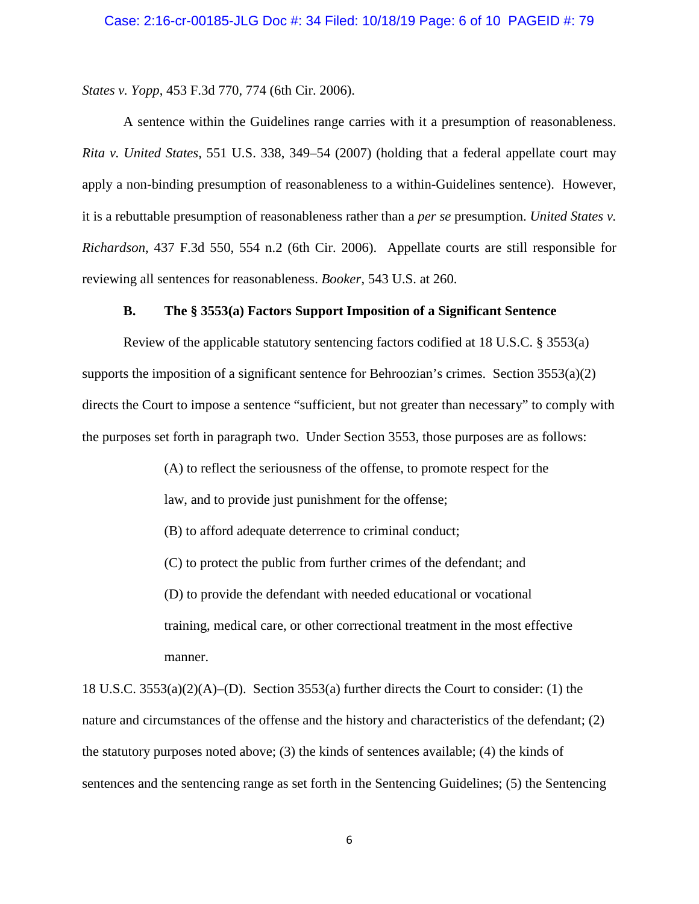*States v. Yopp*, 453 F.3d 770, 774 (6th Cir. 2006).

A sentence within the Guidelines range carries with it a presumption of reasonableness. *Rita v. United States*, 551 U.S. 338, 349–54 (2007) (holding that a federal appellate court may apply a non-binding presumption of reasonableness to a within-Guidelines sentence). However, it is a rebuttable presumption of reasonableness rather than a *per se* presumption. *United States v. Richardson*, 437 F.3d 550, 554 n.2 (6th Cir. 2006). Appellate courts are still responsible for reviewing all sentences for reasonableness. *Booker*, 543 U.S. at 260.

**B. The § 3553(a) Factors Support Imposition of a Significant Sentence**

Review of the applicable statutory sentencing factors codified at 18 U.S.C. § 3553(a) supports the imposition of a significant sentence for Behroozian's crimes. Section 3553(a)(2) directs the Court to impose a sentence "sufficient, but not greater than necessary" to comply with the purposes set forth in paragraph two. Under Section 3553, those purposes are as follows:

> (A) to reflect the seriousness of the offense, to promote respect for the law, and to provide just punishment for the offense;
>
> (B) to afford adequate deterrence to criminal conduct;
>
> (C) to protect the public from further crimes of the defendant; and
>
> (D) to provide the defendant with needed educational or vocational training, medical care, or other correctional treatment in the most effective manner.

18 U.S.C. 3553(a)(2)(A)–(D). Section 3553(a) further directs the Court to consider: (1) the nature and circumstances of the offense and the history and characteristics of the defendant; (2) the statutory purposes noted above; (3) the kinds of sentences available; (4) the kinds of sentences and the sentencing range as set forth in the Sentencing Guidelines; (5) the Sentencing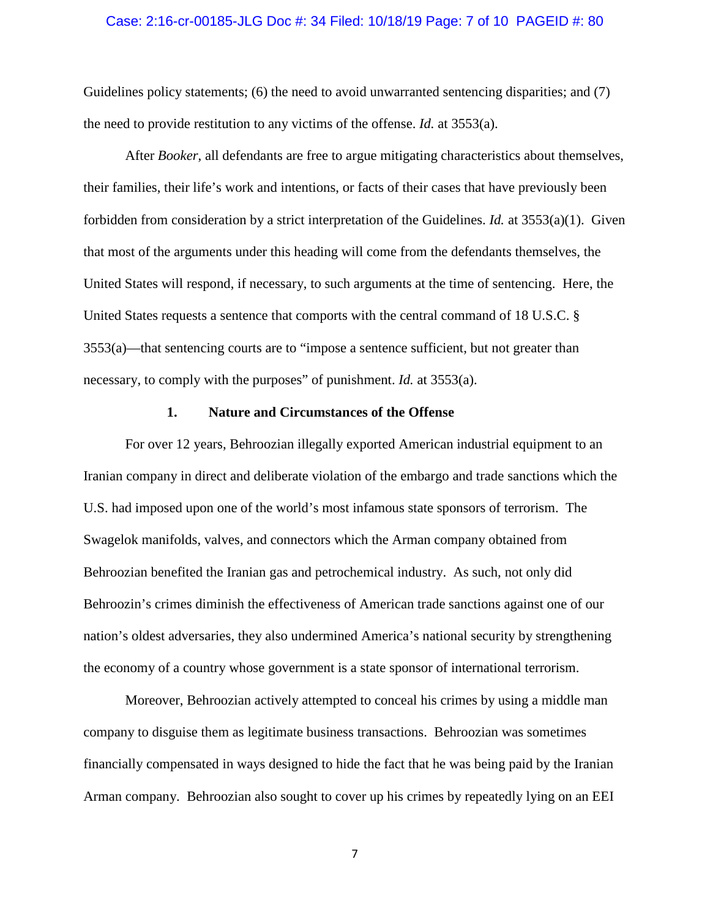Guidelines policy statements; (6) the need to avoid unwarranted sentencing disparities; and (7) the need to provide restitution to any victims of the offense. *Id.* at 3553(a).

After *Booker*, all defendants are free to argue mitigating characteristics about themselves, their families, their life's work and intentions, or facts of their cases that have previously been forbidden from consideration by a strict interpretation of the Guidelines. *Id.* at 3553(a)(1). Given that most of the arguments under this heading will come from the defendants themselves, the United States will respond, if necessary, to such arguments at the time of sentencing. Here, the United States requests a sentence that comports with the central command of 18 U.S.C. § 3553(a)—that sentencing courts are to "impose a sentence sufficient, but not greater than necessary, to comply with the purposes" of punishment. *Id.* at 3553(a).

### 1. Nature and Circumstances of the Offense

For over 12 years, Behroozian illegally exported American industrial equipment to an Iranian company in direct and deliberate violation of the embargo and trade sanctions which the U.S. had imposed upon one of the world's most infamous state sponsors of terrorism. The Swagelok manifolds, valves, and connectors which the Arman company obtained from Behroozian benefited the Iranian gas and petrochemical industry. As such, not only did Behroozin's crimes diminish the effectiveness of American trade sanctions against one of our nation's oldest adversaries, they also undermined America's national security by strengthening the economy of a country whose government is a state sponsor of international terrorism.

Moreover, Behroozian actively attempted to conceal his crimes by using a middle man company to disguise them as legitimate business transactions. Behroozian was sometimes financially compensated in ways designed to hide the fact that he was being paid by the Iranian Arman company. Behroozian also sought to cover up his crimes by repeatedly lying on an EEI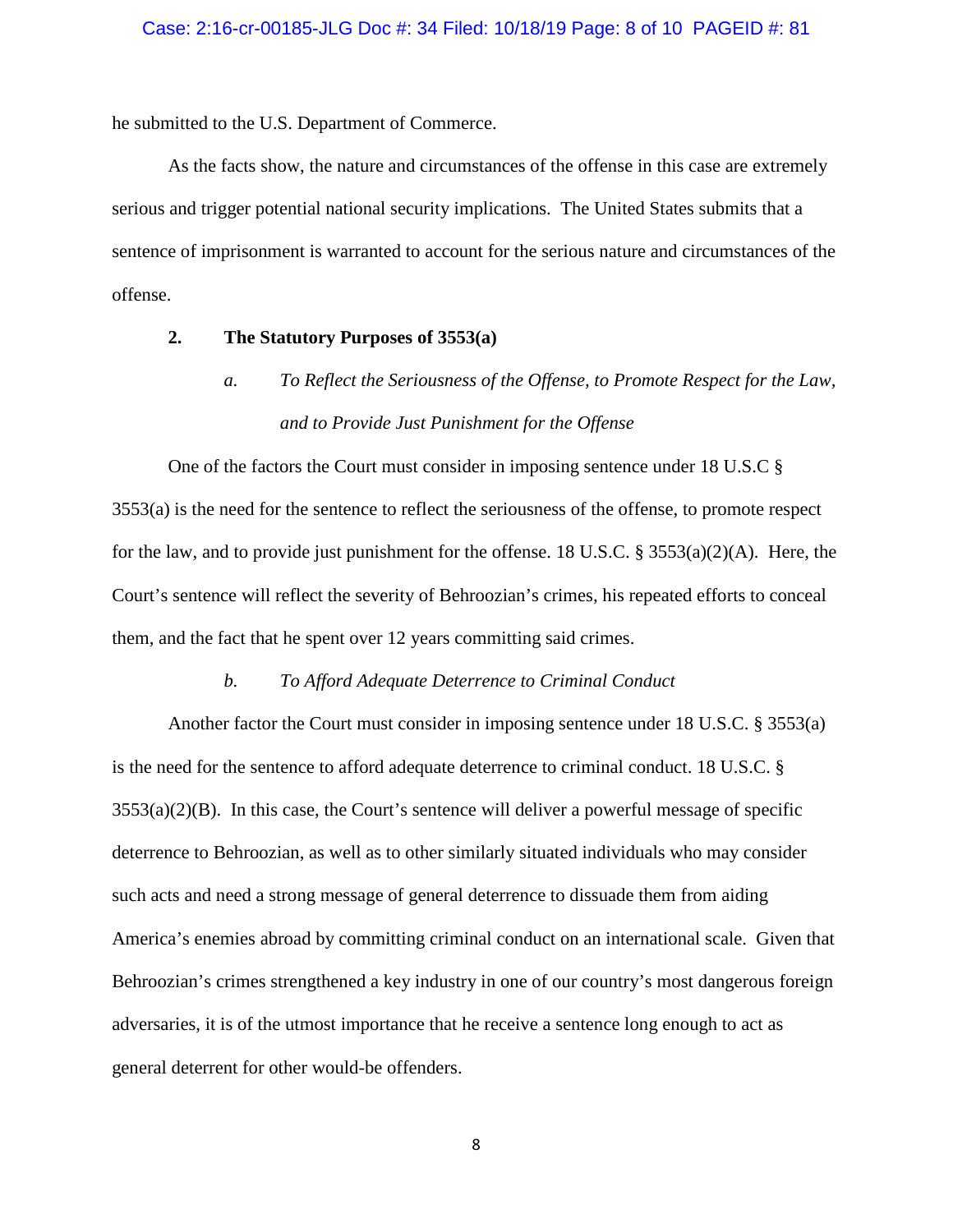he submitted to the U.S. Department of Commerce.

As the facts show, the nature and circumstances of the offense in this case are extremely serious and trigger potential national security implications. The United States submits that a sentence of imprisonment is warranted to account for the serious nature and circumstances of the offense.

**2. The Statutory Purposes of 3553(a)**

*a. To Reflect the Seriousness of the Offense, to Promote Respect for the Law, and to Provide Just Punishment for the Offense*

One of the factors the Court must consider in imposing sentence under 18 U.S.C § 3553(a) is the need for the sentence to reflect the seriousness of the offense, to promote respect for the law, and to provide just punishment for the offense. 18 U.S.C. § 3553(a)(2)(A). Here, the Court's sentence will reflect the severity of Behroozian's crimes, his repeated efforts to conceal them, and the fact that he spent over 12 years committing said crimes.

*b. To Afford Adequate Deterrence to Criminal Conduct*

Another factor the Court must consider in imposing sentence under 18 U.S.C. § 3553(a) is the need for the sentence to afford adequate deterrence to criminal conduct. 18 U.S.C. § 3553(a)(2)(B). In this case, the Court's sentence will deliver a powerful message of specific deterrence to Behroozian, as well as to other similarly situated individuals who may consider such acts and need a strong message of general deterrence to dissuade them from aiding America's enemies abroad by committing criminal conduct on an international scale. Given that Behroozian's crimes strengthened a key industry in one of our country's most dangerous foreign adversaries, it is of the utmost importance that he receive a sentence long enough to act as general deterrent for other would-be offenders.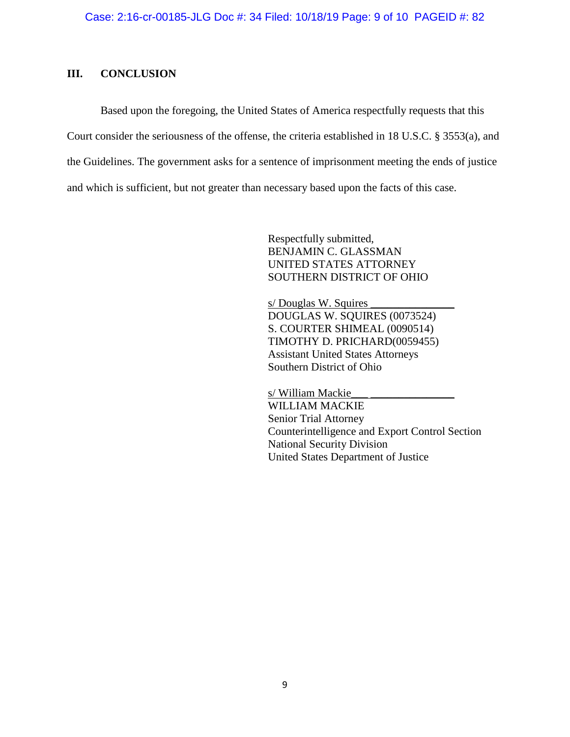## III. CONCLUSION

Based upon the foregoing, the United States of America respectfully requests that this Court consider the seriousness of the offense, the criteria established in 18 U.S.C. § 3553(a), and the Guidelines. The government asks for a sentence of imprisonment meeting the ends of justice and which is sufficient, but not greater than necessary based upon the facts of this case.

Respectfully submitted,
BENJAMIN C. GLASSMAN
UNITED STATES ATTORNEY
SOUTHERN DISTRICT OF OHIO

s/ Douglas W. Squires
DOUGLAS W. SQUIRES (0073524)
S. COURTER SHIMEAL (0090514)
TIMOTHY D. PRICHARD(0059455)
Assistant United States Attorneys
Southern District of Ohio

s/ William Mackie
WILLIAM MACKIE
Senior Trial Attorney
Counterintelligence and Export Control Section
National Security Division
United States Department of Justice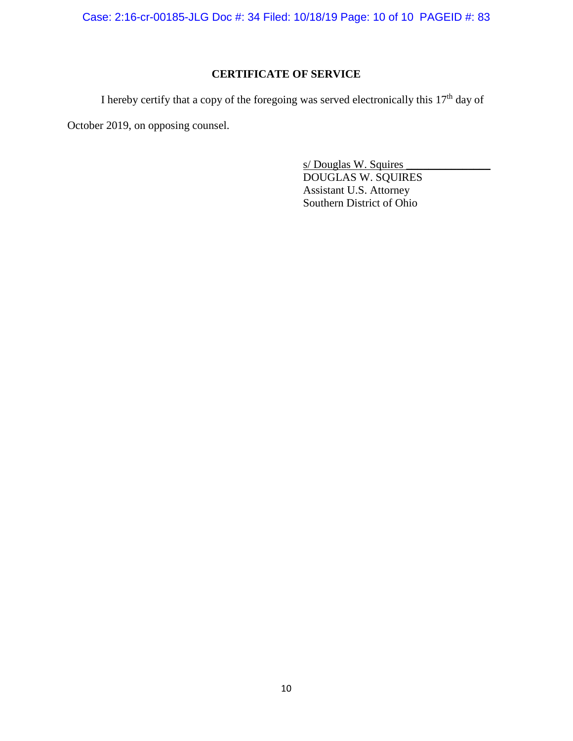## CERTIFICATE OF SERVICE

I hereby certify that a copy of the foregoing was served electronically this 17th day of October 2019, on opposing counsel.

s/ Douglas W. Squires
DOUGLAS W. SQUIRES
Assistant U.S. Attorney
Southern District of Ohio